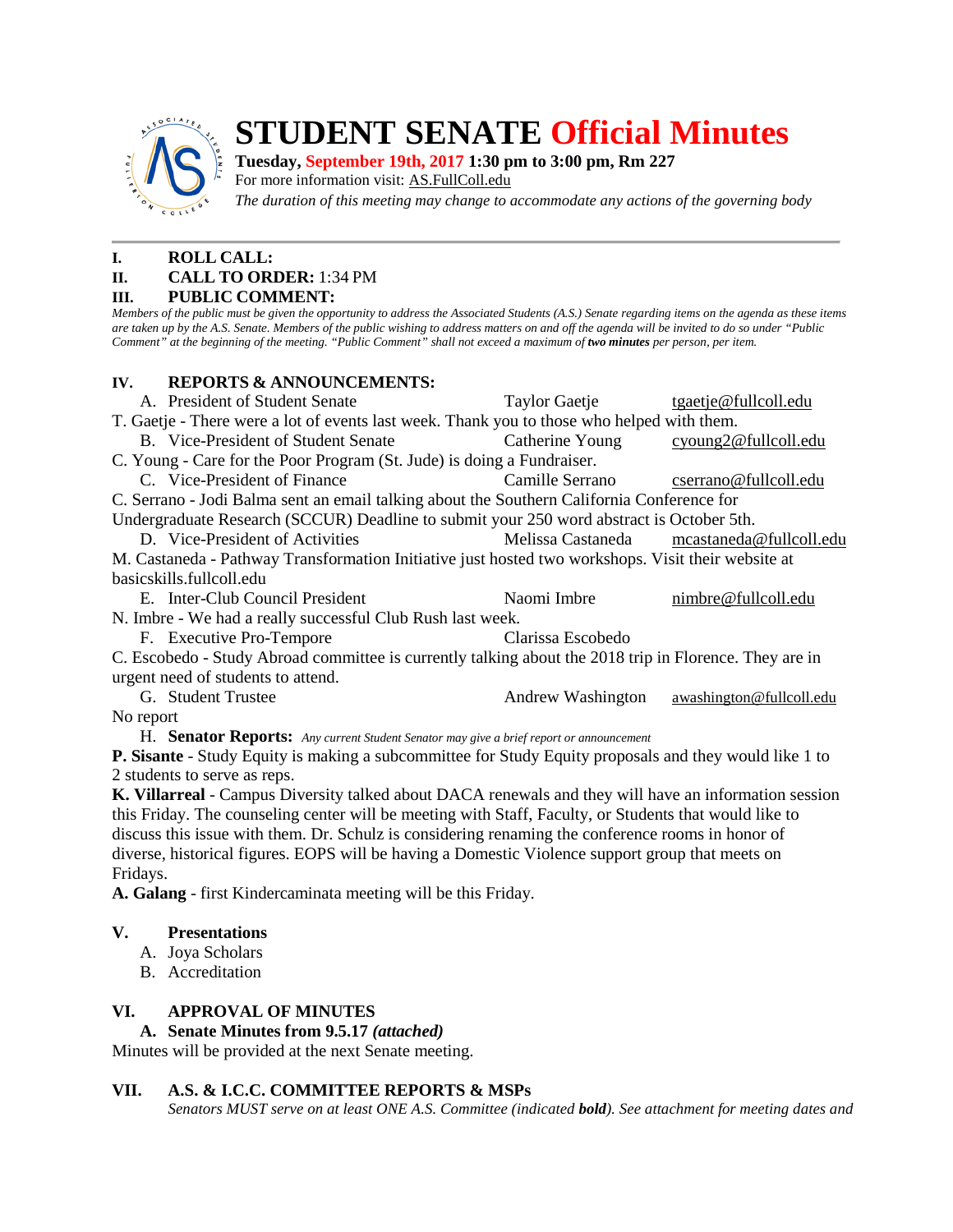# STUDENT SENATE Official Minutes

**Tuesday, September 19th, 2017 1:30 pm to 3:00 pm, Rm 227**

For more information visit: AS.FullColl.edu

*The duration of this meeting may change to accommodate any actions of the governing body*

---

**I. ROLL CALL:**

**II. CALL TO ORDER:** 1:34 PM

**III. PUBLIC COMMENT:**

*Members of the public must be given the opportunity to address the Associated Students (A.S.) Senate regarding items on the agenda as these items are taken up by the A.S. Senate. Members of the public wishing to address matters on and off the agenda will be invited to do so under "Public Comment" at the beginning of the meeting. "Public Comment" shall not exceed a maximum of **two minutes** per person, per item.*

**IV. REPORTS & ANNOUNCEMENTS:**

A. President of Student Senate — Taylor Gaetje — tgaetje@fullcoll.edu

T. Gaetje - There were a lot of events last week. Thank you to those who helped with them.

B. Vice-President of Student Senate — Catherine Young — cyoung2@fullcoll.edu

C. Young - Care for the Poor Program (St. Jude) is doing a Fundraiser.

C. Vice-President of Finance — Camille Serrano — cserrano@fullcoll.edu

C. Serrano - Jodi Balma sent an email talking about the Southern California Conference for Undergraduate Research (SCCUR) Deadline to submit your 250 word abstract is October 5th.

D. Vice-President of Activities — Melissa Castaneda — mcastaneda@fullcoll.edu

M. Castaneda - Pathway Transformation Initiative just hosted two workshops. Visit their website at basicskills.fullcoll.edu

E. Inter-Club Council President — Naomi Imbre — nimbre@fullcoll.edu

N. Imbre - We had a really successful Club Rush last week.

F. Executive Pro-Tempore — Clarissa Escobedo

C. Escobedo - Study Abroad committee is currently talking about the 2018 trip in Florence. They are in urgent need of students to attend.

G. Student Trustee — Andrew Washington — awashington@fullcoll.edu

No report

H. **Senator Reports:** *Any current Student Senator may give a brief report or announcement*

**P. Sisante** - Study Equity is making a subcommittee for Study Equity proposals and they would like 1 to 2 students to serve as reps.

**K. Villarreal** - Campus Diversity talked about DACA renewals and they will have an information session this Friday. The counseling center will be meeting with Staff, Faculty, or Students that would like to discuss this issue with them. Dr. Schulz is considering renaming the conference rooms in honor of diverse, historical figures. EOPS will be having a Domestic Violence support group that meets on Fridays.

**A. Galang** - first Kindercaminata meeting will be this Friday.

**V. Presentations**

A. Joya Scholars
B. Accreditation

**VI. APPROVAL OF MINUTES**

**A. Senate Minutes from 9.5.17 *(attached)***

Minutes will be provided at the next Senate meeting.

**VII. A.S. & I.C.C. COMMITTEE REPORTS & MSPs**

*Senators MUST serve on at least ONE A.S. Committee (indicated **bold**). See attachment for meeting dates and*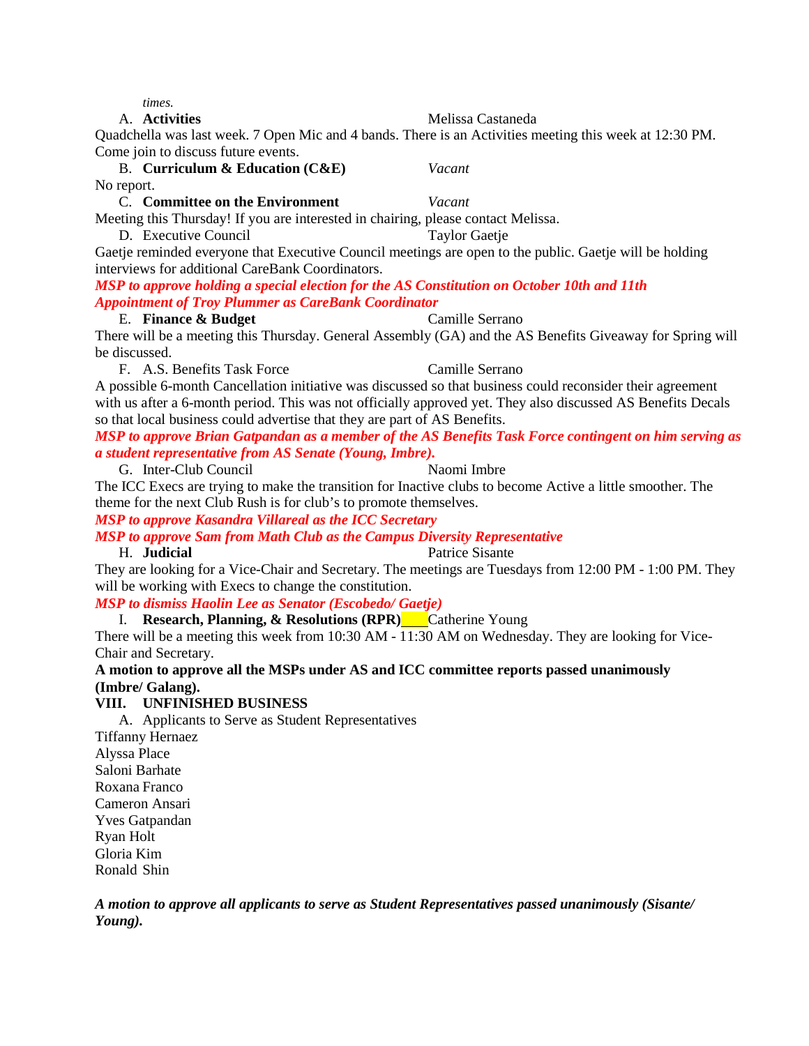*times.*

A. **Activities** Melissa Castaneda

Quadchella was last week. 7 Open Mic and 4 bands. There is an Activities meeting this week at 12:30 PM. Come join to discuss future events.

B. **Curriculum & Education (C&E)** *Vacant*

No report.

C. **Committee on the Environment** *Vacant*

Meeting this Thursday! If you are interested in chairing, please contact Melissa.

D. Executive Council Taylor Gaetje

Gaetje reminded everyone that Executive Council meetings are open to the public. Gaetje will be holding interviews for additional CareBank Coordinators.

***MSP to approve holding a special election for the AS Constitution on October 10th and 11th***

***Appointment of Troy Plummer as CareBank Coordinator***

E. **Finance & Budget** Camille Serrano

There will be a meeting this Thursday. General Assembly (GA) and the AS Benefits Giveaway for Spring will be discussed.

F. A.S. Benefits Task Force Camille Serrano

A possible 6-month Cancellation initiative was discussed so that business could reconsider their agreement with us after a 6-month period. This was not officially approved yet. They also discussed AS Benefits Decals so that local business could advertise that they are part of AS Benefits.

***MSP to approve Brian Gatpandan as a member of the AS Benefits Task Force contingent on him serving as a student representative from AS Senate (Young, Imbre).***

G. Inter-Club Council Naomi Imbre

The ICC Execs are trying to make the transition for Inactive clubs to become Active a little smoother. The theme for the next Club Rush is for club's to promote themselves.

***MSP to approve Kasandra Villareal as the ICC Secretary***

***MSP to approve Sam from Math Club as the Campus Diversity Representative***

H. **Judicial** Patrice Sisante

They are looking for a Vice-Chair and Secretary. The meetings are Tuesdays from 12:00 PM - 1:00 PM. They will be working with Execs to change the constitution.

***MSP to dismiss Haolin Lee as Senator (Escobedo/ Gaetje)***

I. **Research, Planning, & Resolutions (RPR)** Catherine Young

There will be a meeting this week from 10:30 AM - 11:30 AM on Wednesday. They are looking for Vice-Chair and Secretary.

**A motion to approve all the MSPs under AS and ICC committee reports passed unanimously (Imbre/ Galang).**

## VIII. UNFINISHED BUSINESS

A. Applicants to Serve as Student Representatives

Tiffanny Hernaez
Alyssa Place
Saloni Barhate
Roxana Franco
Cameron Ansari
Yves Gatpandan
Ryan Holt
Gloria Kim
Ronald Shin

***A motion to approve all applicants to serve as Student Representatives passed unanimously (Sisante/ Young).***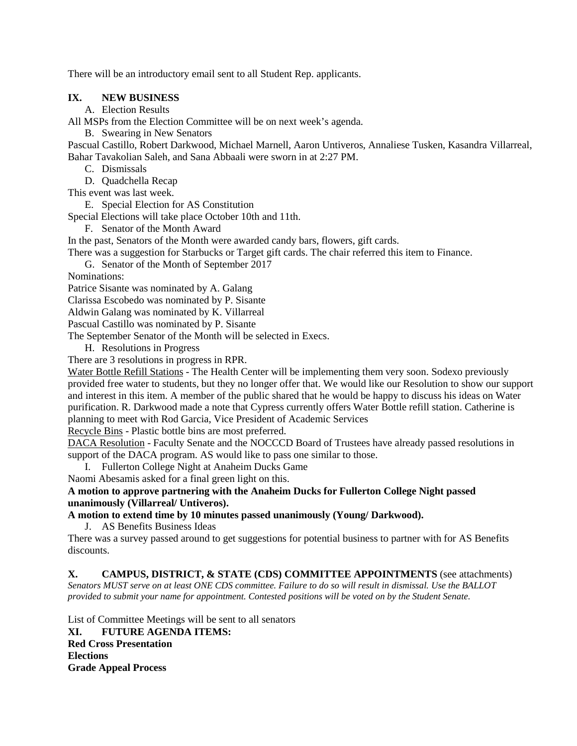There will be an introductory email sent to all Student Rep. applicants.

## IX. NEW BUSINESS

A. Election Results

All MSPs from the Election Committee will be on next week's agenda.

B. Swearing in New Senators

Pascual Castillo, Robert Darkwood, Michael Marnell, Aaron Untiveros, Annaliese Tusken, Kasandra Villarreal, Bahar Tavakolian Saleh, and Sana Abbaali were sworn in at 2:27 PM.

C. Dismissals

D. Quadchella Recap

This event was last week.

E. Special Election for AS Constitution

Special Elections will take place October 10th and 11th.

F. Senator of the Month Award

In the past, Senators of the Month were awarded candy bars, flowers, gift cards.

There was a suggestion for Starbucks or Target gift cards. The chair referred this item to Finance.

G. Senator of the Month of September 2017

Nominations:

Patrice Sisante was nominated by A. Galang

Clarissa Escobedo was nominated by P. Sisante

Aldwin Galang was nominated by K. Villarreal

Pascual Castillo was nominated by P. Sisante

The September Senator of the Month will be selected in Execs.

H. Resolutions in Progress

There are 3 resolutions in progress in RPR.

Water Bottle Refill Stations - The Health Center will be implementing them very soon. Sodexo previously provided free water to students, but they no longer offer that. We would like our Resolution to show our support and interest in this item. A member of the public shared that he would be happy to discuss his ideas on Water purification. R. Darkwood made a note that Cypress currently offers Water Bottle refill station. Catherine is planning to meet with Rod Garcia, Vice President of Academic Services

Recycle Bins - Plastic bottle bins are most preferred.

DACA Resolution - Faculty Senate and the NOCCCD Board of Trustees have already passed resolutions in support of the DACA program. AS would like to pass one similar to those.

I. Fullerton College Night at Anaheim Ducks Game

Naomi Abesamis asked for a final green light on this.

**A motion to approve partnering with the Anaheim Ducks for Fullerton College Night passed unanimously (Villarreal/ Untiveros).**

**A motion to extend time by 10 minutes passed unanimously (Young/ Darkwood).**

J. AS Benefits Business Ideas

There was a survey passed around to get suggestions for potential business to partner with for AS Benefits discounts.

## X. CAMPUS, DISTRICT, & STATE (CDS) COMMITTEE APPOINTMENTS (see attachments)

*Senators MUST serve on at least ONE CDS committee. Failure to do so will result in dismissal. Use the BALLOT provided to submit your name for appointment. Contested positions will be voted on by the Student Senate.*

List of Committee Meetings will be sent to all senators

## XI. FUTURE AGENDA ITEMS:

**Red Cross Presentation**

**Elections**

**Grade Appeal Process**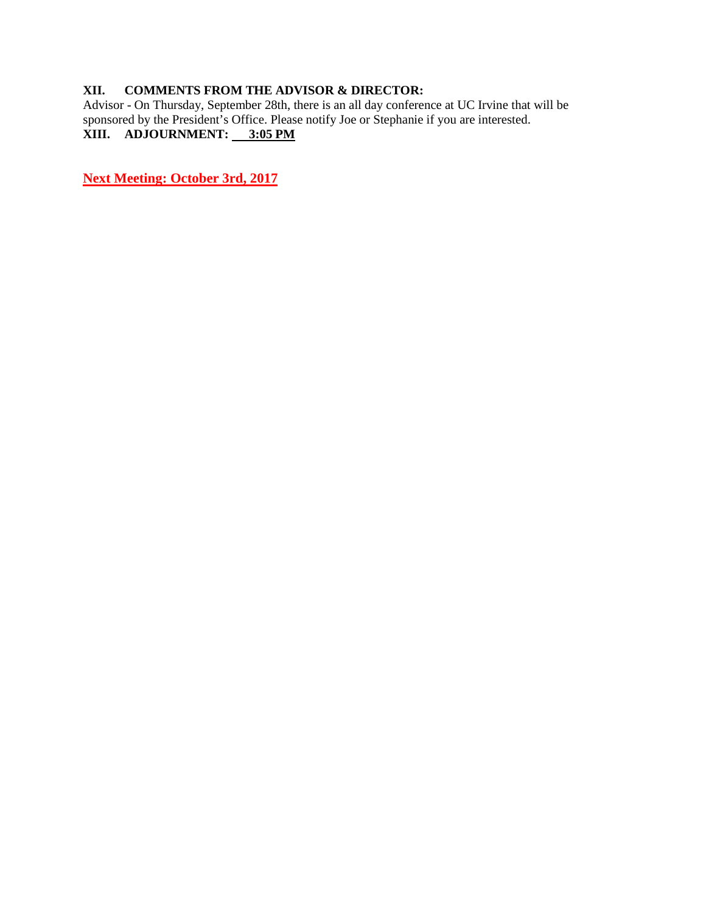**XII. COMMENTS FROM THE ADVISOR & DIRECTOR:**

Advisor - On Thursday, September 28th, there is an all day conference at UC Irvine that will be sponsored by the President's Office. Please notify Joe or Stephanie if you are interested.

**XIII. ADJOURNMENT: 3:05 PM**

**Next Meeting: October 3rd, 2017**